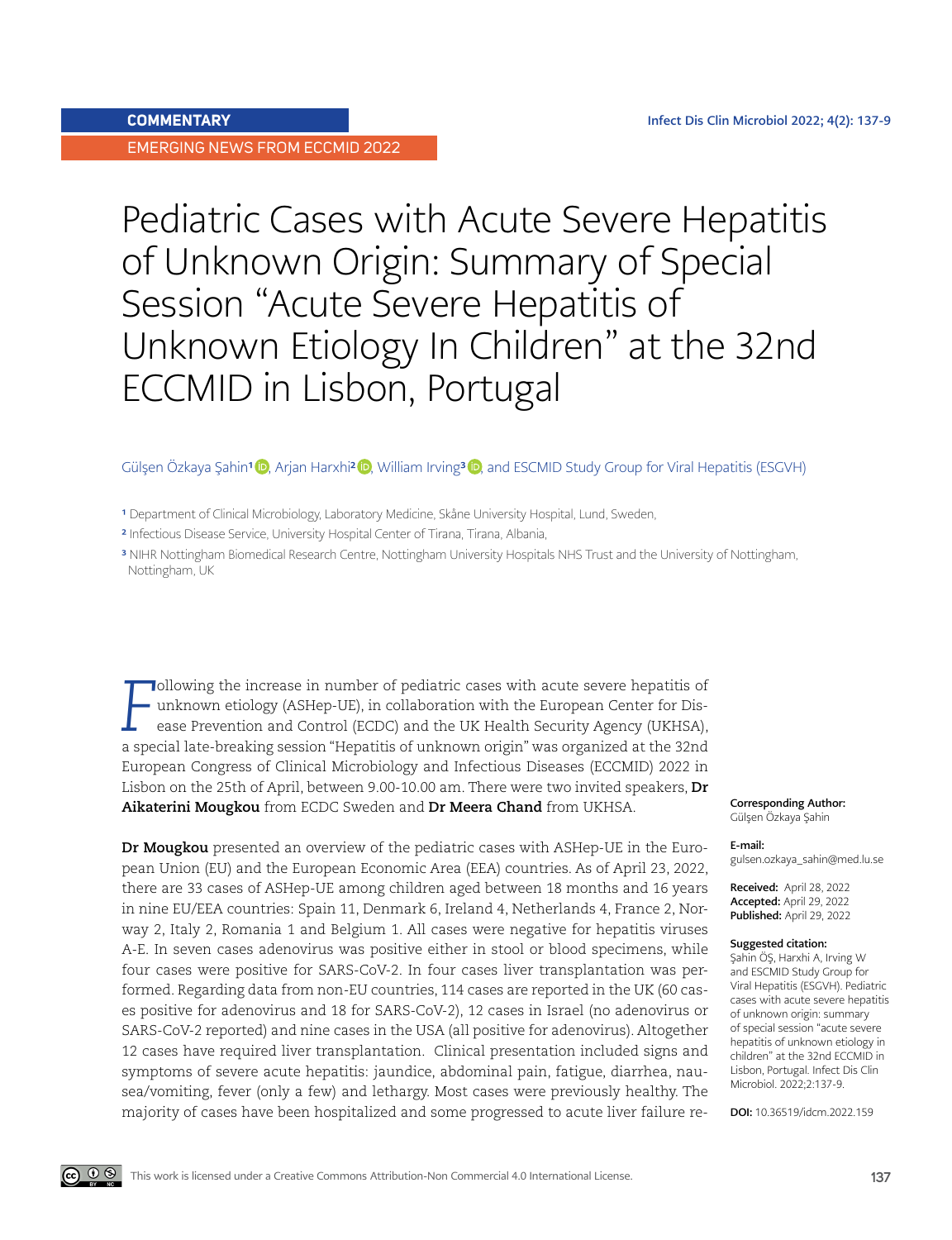**COMMENTARY**

EMERGING NEWS FROM ECCMID 2022

# Pediatric Cases with Acute Severe Hepatitis of Unknown Origin: Summary of Special Session "Acute Severe Hepatitis of Unknown Etiology In Children" at the 32nd ECCMID in Lisbon, Portugal

Gülşen Özkaya Şahin[1], Arjan Harxhi[2], William Irving[3], and ESCMID Study Group for Viral Hepatitis (ESGVH)

[1] Department of Clinical Microbiology, Laboratory Medicine, Skåne University Hospital, Lund, Sweden,

[2] Infectious Disease Service, University Hospital Center of Tirana, Tirana, Albania,

[3] NIHR Nottingham Biomedical Research Centre, Nottingham University Hospitals NHS Trust and the University of Nottingham, Nottingham, UK

Following the increase in number of pediatric cases with acute severe hepatitis of unknown etiology (ASHep-UE), in collaboration with the European Center for Disease Prevention and Control (ECDC) and the UK Health Security Agency (UKHSA), a special late-breaking session "Hepatitis of unknown origin" was organized at the 32nd European Congress of Clinical Microbiology and Infectious Diseases (ECCMID) 2022 in Lisbon on the 25th of April, between 9.00-10.00 am. There were two invited speakers, **Dr Aikaterini Mougkou** from ECDC Sweden and **Dr Meera Chand** from UKHSA.

**Dr Mougkou** presented an overview of the pediatric cases with ASHep-UE in the European Union (EU) and the European Economic Area (EEA) countries. As of April 23, 2022, there are 33 cases of ASHep-UE among children aged between 18 months and 16 years in nine EU/EEA countries: Spain 11, Denmark 6, Ireland 4, Netherlands 4, France 2, Norway 2, Italy 2, Romania 1 and Belgium 1. All cases were negative for hepatitis viruses A-E. In seven cases adenovirus was positive either in stool or blood specimens, while four cases were positive for SARS-CoV-2. In four cases liver transplantation was performed. Regarding data from non-EU countries, 114 cases are reported in the UK (60 cases positive for adenovirus and 18 for SARS-CoV-2), 12 cases in Israel (no adenovirus or SARS-CoV-2 reported) and nine cases in the USA (all positive for adenovirus). Altogether 12 cases have required liver transplantation. Clinical presentation included signs and symptoms of severe acute hepatitis: jaundice, abdominal pain, fatigue, diarrhea, nausea/vomiting, fever (only a few) and lethargy. Most cases were previously healthy. The majority of cases have been hospitalized and some progressed to acute liver failure re-

**Corresponding Author:**
Gülşen Özkaya Şahin

**E-mail:**
gulsen.ozkaya_sahin@med.lu.se

**Received:** April 28, 2022
**Accepted:** April 29, 2022
**Published:** April 29, 2022

**Suggested citation:**
Şahin ÖŞ, Harxhi A, Irving W and ESCMID Study Group for Viral Hepatitis (ESGVH). Pediatric cases with acute severe hepatitis of unknown origin: summary of special session "acute severe hepatitis of unknown etiology in children" at the 32nd ECCMID in Lisbon, Portugal. Infect Dis Clin Microbiol. 2022;2:137-9.

**DOI:** 10.36519/idcm.2022.159

This work is licensed under a Creative Commons Attribution-Non Commercial 4.0 International License.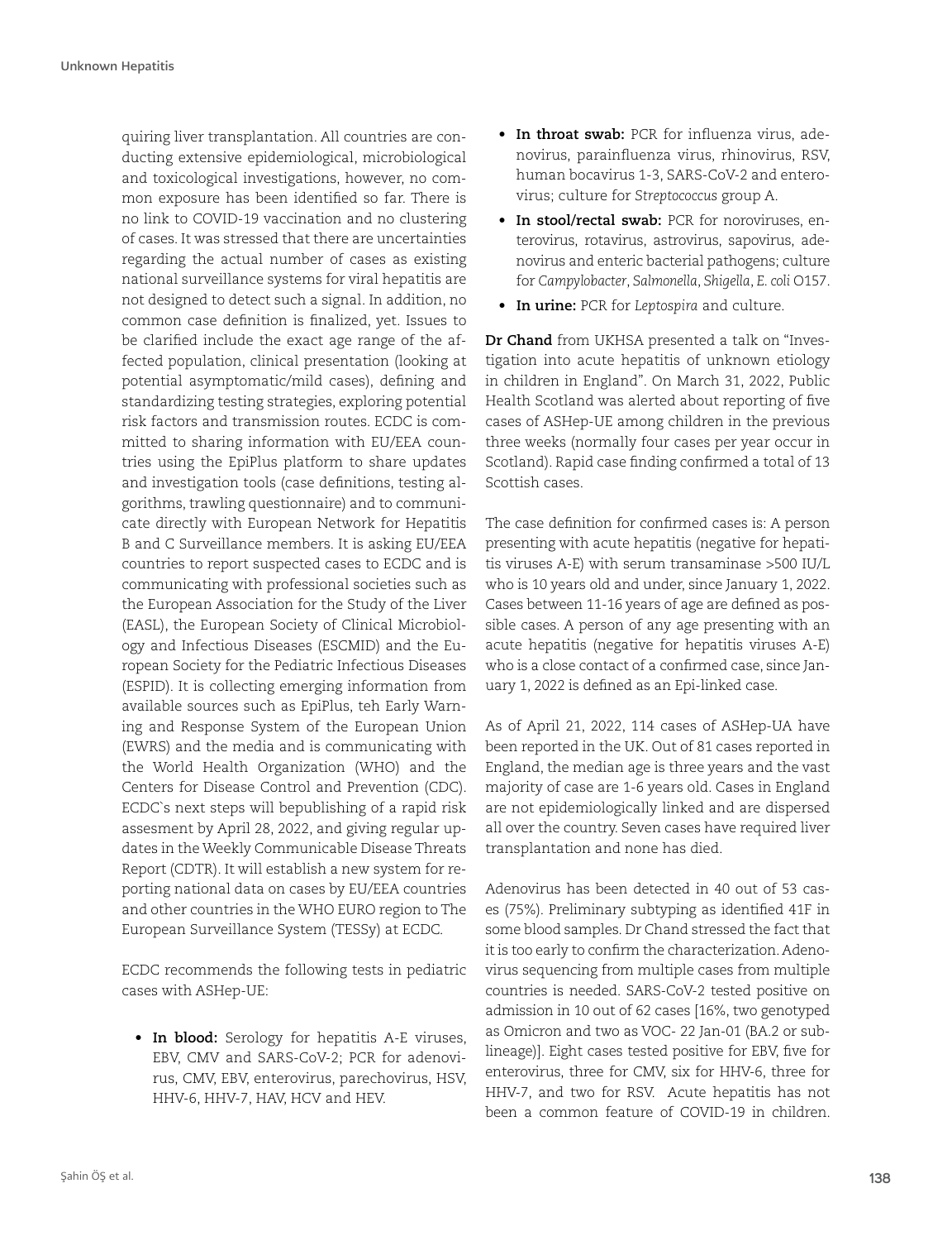quiring liver transplantation. All countries are conducting extensive epidemiological, microbiological and toxicological investigations, however, no common exposure has been identified so far. There is no link to COVID-19 vaccination and no clustering of cases. It was stressed that there are uncertainties regarding the actual number of cases as existing national surveillance systems for viral hepatitis are not designed to detect such a signal. In addition, no common case definition is finalized, yet. Issues to be clarified include the exact age range of the affected population, clinical presentation (looking at potential asymptomatic/mild cases), defining and standardizing testing strategies, exploring potential risk factors and transmission routes. ECDC is committed to sharing information with EU/EEA countries using the EpiPlus platform to share updates and investigation tools (case definitions, testing algorithms, trawling questionnaire) and to communicate directly with European Network for Hepatitis B and C Surveillance members. It is asking EU/EEA countries to report suspected cases to ECDC and is communicating with professional societies such as the European Association for the Study of the Liver (EASL), the European Society of Clinical Microbiology and Infectious Diseases (ESCMID) and the European Society for the Pediatric Infectious Diseases (ESPID). It is collecting emerging information from available sources such as EpiPlus, teh Early Warning and Response System of the European Union (EWRS) and the media and is communicating with the World Health Organization (WHO) and the Centers for Disease Control and Prevention (CDC). ECDC`s next steps will bepublishing of a rapid risk assesment by April 28, 2022, and giving regular updates in the Weekly Communicable Disease Threats Report (CDTR). It will establish a new system for reporting national data on cases by EU/EEA countries and other countries in the WHO EURO region to The European Surveillance System (TESSy) at ECDC.

ECDC recommends the following tests in pediatric cases with ASHep-UE:

- **In blood:** Serology for hepatitis A-E viruses, EBV, CMV and SARS-CoV-2; PCR for adenovirus, CMV, EBV, enterovirus, parechovirus, HSV, HHV-6, HHV-7, HAV, HCV and HEV.
- **In throat swab:** PCR for influenza virus, adenovirus, parainfluenza virus, rhinovirus, RSV, human bocavirus 1-3, SARS-CoV-2 and enterovirus; culture for *Streptococcus* group A.
- **In stool/rectal swab:** PCR for noroviruses, enterovirus, rotavirus, astrovirus, sapovirus, adenovirus and enteric bacterial pathogens; culture for *Campylobacter*, *Salmonella*, *Shigella*, *E. coli* O157.
- **In urine:** PCR for *Leptospira* and culture.

**Dr Chand** from UKHSA presented a talk on "Investigation into acute hepatitis of unknown etiology in children in England". On March 31, 2022, Public Health Scotland was alerted about reporting of five cases of ASHep-UE among children in the previous three weeks (normally four cases per year occur in Scotland). Rapid case finding confirmed a total of 13 Scottish cases.

The case definition for confirmed cases is: A person presenting with acute hepatitis (negative for hepatitis viruses A-E) with serum transaminase >500 IU/L who is 10 years old and under, since January 1, 2022. Cases between 11-16 years of age are defined as possible cases. A person of any age presenting with an acute hepatitis (negative for hepatitis viruses A-E) who is a close contact of a confirmed case, since January 1, 2022 is defined as an Epi-linked case.

As of April 21, 2022, 114 cases of ASHep-UA have been reported in the UK. Out of 81 cases reported in England, the median age is three years and the vast majority of case are 1-6 years old. Cases in England are not epidemiologically linked and are dispersed all over the country. Seven cases have required liver transplantation and none has died.

Adenovirus has been detected in 40 out of 53 cases (75%). Preliminary subtyping as identified 41F in some blood samples. Dr Chand stressed the fact that it is too early to confirm the characterization. Adenovirus sequencing from multiple cases from multiple countries is needed. SARS-CoV-2 tested positive on admission in 10 out of 62 cases [16%, two genotyped as Omicron and two as VOC- 22 Jan-01 (BA.2 or sub-lineage)]. Eight cases tested positive for EBV, five for enterovirus, three for CMV, six for HHV-6, three for HHV-7, and two for RSV. Acute hepatitis has not been a common feature of COVID-19 in children.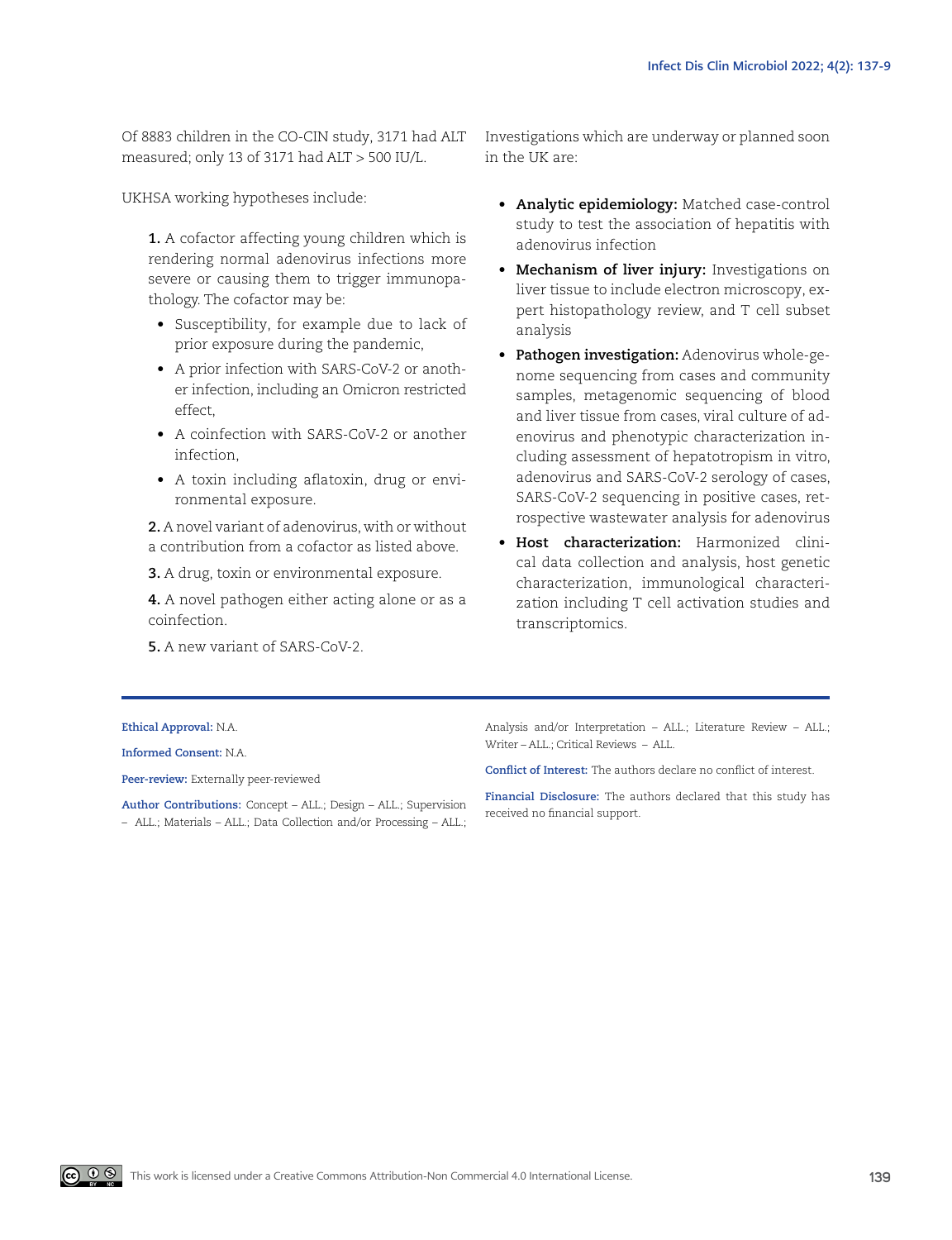Of 8883 children in the CO-CIN study, 3171 had ALT measured; only 13 of 3171 had ALT > 500 IU/L.

UKHSA working hypotheses include:

**1.** A cofactor affecting young children which is rendering normal adenovirus infections more severe or causing them to trigger immunopathology. The cofactor may be:

- Susceptibility, for example due to lack of prior exposure during the pandemic,
- A prior infection with SARS-CoV-2 or another infection, including an Omicron restricted effect,
- A coinfection with SARS-CoV-2 or another infection,
- A toxin including aflatoxin, drug or environmental exposure.

**2.** A novel variant of adenovirus, with or without a contribution from a cofactor as listed above.

**3.** A drug, toxin or environmental exposure.

**4.** A novel pathogen either acting alone or as a coinfection.

**5.** A new variant of SARS-CoV-2.

Investigations which are underway or planned soon in the UK are:

- **Analytic epidemiology:** Matched case-control study to test the association of hepatitis with adenovirus infection
- **Mechanism of liver injury:** Investigations on liver tissue to include electron microscopy, expert histopathology review, and T cell subset analysis
- **Pathogen investigation:** Adenovirus whole-genome sequencing from cases and community samples, metagenomic sequencing of blood and liver tissue from cases, viral culture of adenovirus and phenotypic characterization including assessment of hepatotropism in vitro, adenovirus and SARS-CoV-2 serology of cases, SARS-CoV-2 sequencing in positive cases, retrospective wastewater analysis for adenovirus
- **Host characterization:** Harmonized clinical data collection and analysis, host genetic characterization, immunological characterization including T cell activation studies and transcriptomics.

---

**Ethical Approval:** N.A.

**Informed Consent:** N.A.

**Peer-review:** Externally peer-reviewed

**Author Contributions:** Concept – ALL.; Design – ALL.; Supervision – ALL.; Materials – ALL.; Data Collection and/or Processing – ALL.; Analysis and/or Interpretation – ALL.; Literature Review – ALL.; Writer – ALL.; Critical Reviews – ALL.

**Conflict of Interest:** The authors declare no conflict of interest.

**Financial Disclosure:** The authors declared that this study has received no financial support.

This work is licensed under a Creative Commons Attribution-Non Commercial 4.0 International License.